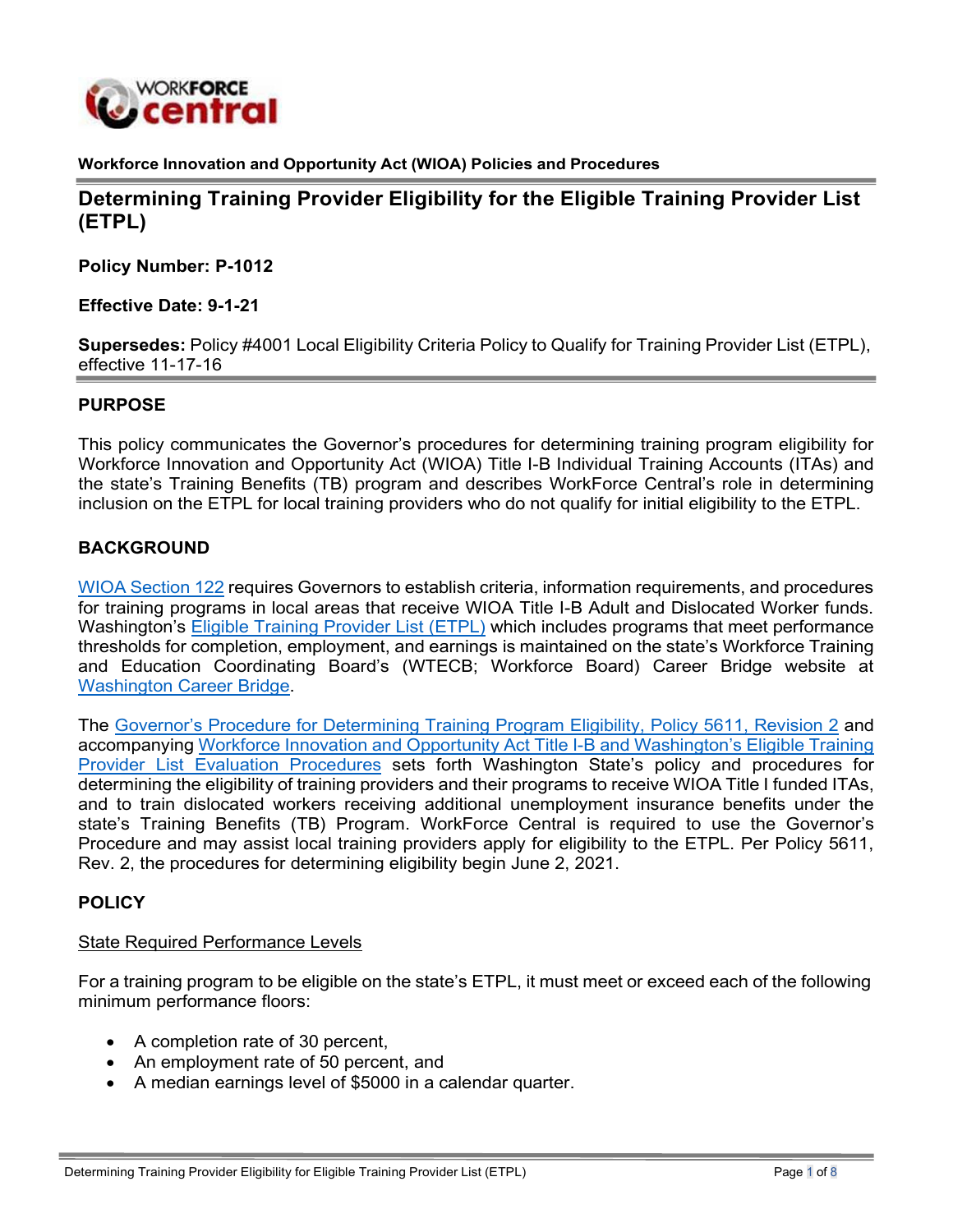**Workforce Innovation and Opportunity Act (WIOA) Policies and Procedures**

# Determining Training Provider Eligibility for the Eligible Training Provider List (ETPL)

**Policy Number: P-1012**

**Effective Date: 9-1-21**

**Supersedes:** Policy #4001 Local Eligibility Criteria Policy to Qualify for Training Provider List (ETPL), effective 11-17-16

## PURPOSE

This policy communicates the Governor's procedures for determining training program eligibility for Workforce Innovation and Opportunity Act (WIOA) Title I-B Individual Training Accounts (ITAs) and the state's Training Benefits (TB) program and describes WorkForce Central's role in determining inclusion on the ETPL for local training providers who do not qualify for initial eligibility to the ETPL.

## BACKGROUND

WIOA Section 122 requires Governors to establish criteria, information requirements, and procedures for training programs in local areas that receive WIOA Title I-B Adult and Dislocated Worker funds. Washington's Eligible Training Provider List (ETPL) which includes programs that meet performance thresholds for completion, employment, and earnings is maintained on the state's Workforce Training and Education Coordinating Board's (WTECB; Workforce Board) Career Bridge website at Washington Career Bridge.

The Governor's Procedure for Determining Training Program Eligibility, Policy 5611, Revision 2 and accompanying Workforce Innovation and Opportunity Act Title I-B and Washington's Eligible Training Provider List Evaluation Procedures sets forth Washington State's policy and procedures for determining the eligibility of training providers and their programs to receive WIOA Title I funded ITAs, and to train dislocated workers receiving additional unemployment insurance benefits under the state's Training Benefits (TB) Program. WorkForce Central is required to use the Governor's Procedure and may assist local training providers apply for eligibility to the ETPL. Per Policy 5611, Rev. 2, the procedures for determining eligibility begin June 2, 2021.

## POLICY

State Required Performance Levels

For a training program to be eligible on the state's ETPL, it must meet or exceed each of the following minimum performance floors:

- A completion rate of 30 percent,
- An employment rate of 50 percent, and
- A median earnings level of $5000 in a calendar quarter.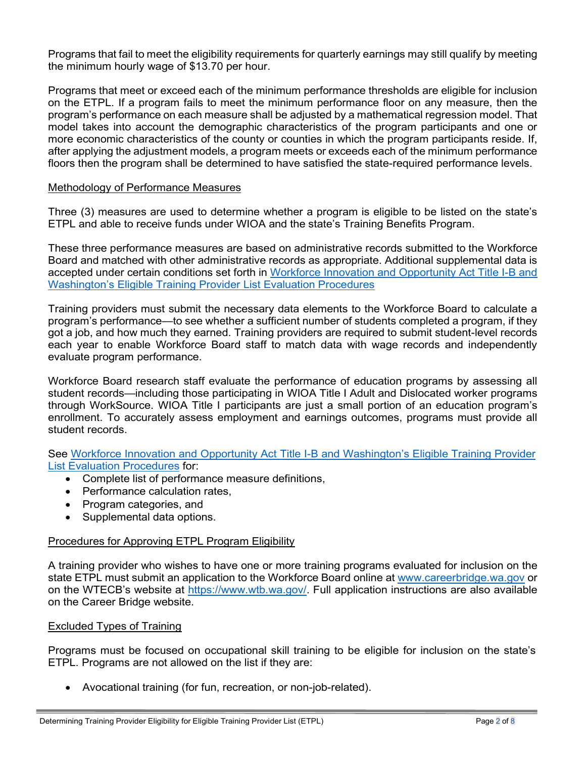Programs that fail to meet the eligibility requirements for quarterly earnings may still qualify by meeting the minimum hourly wage of $13.70 per hour.

Programs that meet or exceed each of the minimum performance thresholds are eligible for inclusion on the ETPL. If a program fails to meet the minimum performance floor on any measure, then the program's performance on each measure shall be adjusted by a mathematical regression model. That model takes into account the demographic characteristics of the program participants and one or more economic characteristics of the county or counties in which the program participants reside. If, after applying the adjustment models, a program meets or exceeds each of the minimum performance floors then the program shall be determined to have satisfied the state-required performance levels.

## Methodology of Performance Measures

Three (3) measures are used to determine whether a program is eligible to be listed on the state's ETPL and able to receive funds under WIOA and the state's Training Benefits Program.

These three performance measures are based on administrative records submitted to the Workforce Board and matched with other administrative records as appropriate. Additional supplemental data is accepted under certain conditions set forth in [Workforce Innovation and Opportunity Act Title I-B and Washington's Eligible Training Provider List Evaluation Procedures]()

Training providers must submit the necessary data elements to the Workforce Board to calculate a program's performance—to see whether a sufficient number of students completed a program, if they got a job, and how much they earned. Training providers are required to submit student-level records each year to enable Workforce Board staff to match data with wage records and independently evaluate program performance.

Workforce Board research staff evaluate the performance of education programs by assessing all student records—including those participating in WIOA Title I Adult and Dislocated worker programs through WorkSource. WIOA Title I participants are just a small portion of an education program's enrollment. To accurately assess employment and earnings outcomes, programs must provide all student records.

See [Workforce Innovation and Opportunity Act Title I-B and Washington's Eligible Training Provider List Evaluation Procedures]() for:

- Complete list of performance measure definitions,
- Performance calculation rates,
- Program categories, and
- Supplemental data options.

## Procedures for Approving ETPL Program Eligibility

A training provider who wishes to have one or more training programs evaluated for inclusion on the state ETPL must submit an application to the Workforce Board online at [www.careerbridge.wa.gov](www.careerbridge.wa.gov) or on the WTECB's website at [https://www.wtb.wa.gov/](https://www.wtb.wa.gov/). Full application instructions are also available on the Career Bridge website.

## Excluded Types of Training

Programs must be focused on occupational skill training to be eligible for inclusion on the state's ETPL. Programs are not allowed on the list if they are:

- Avocational training (for fun, recreation, or non-job-related).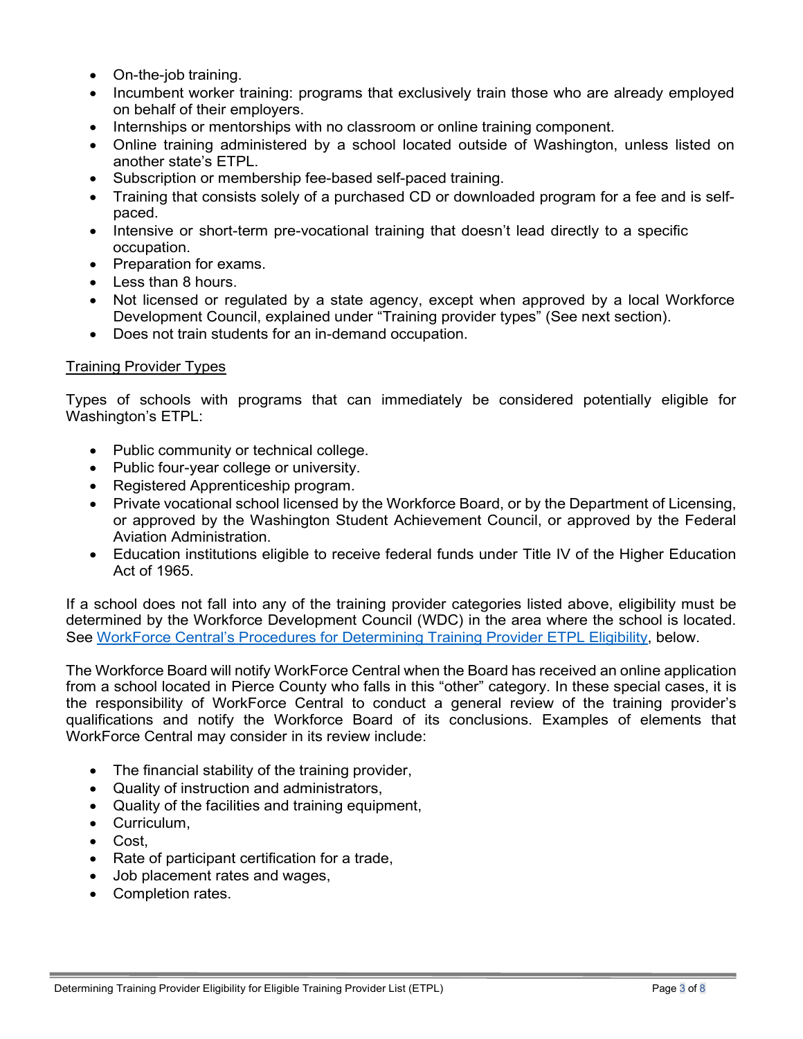- On-the-job training.
- Incumbent worker training: programs that exclusively train those who are already employed on behalf of their employers.
- Internships or mentorships with no classroom or online training component.
- Online training administered by a school located outside of Washington, unless listed on another state's ETPL.
- Subscription or membership fee-based self-paced training.
- Training that consists solely of a purchased CD or downloaded program for a fee and is self-paced.
- Intensive or short-term pre-vocational training that doesn't lead directly to a specific occupation.
- Preparation for exams.
- Less than 8 hours.
- Not licensed or regulated by a state agency, except when approved by a local Workforce Development Council, explained under "Training provider types" (See next section).
- Does not train students for an in-demand occupation.

<u>Training Provider Types</u>

Types of schools with programs that can immediately be considered potentially eligible for Washington's ETPL:

- Public community or technical college.
- Public four-year college or university.
- Registered Apprenticeship program.
- Private vocational school licensed by the Workforce Board, or by the Department of Licensing, or approved by the Washington Student Achievement Council, or approved by the Federal Aviation Administration.
- Education institutions eligible to receive federal funds under Title IV of the Higher Education Act of 1965.

If a school does not fall into any of the training provider categories listed above, eligibility must be determined by the Workforce Development Council (WDC) in the area where the school is located. See WorkForce Central's Procedures for Determining Training Provider ETPL Eligibility, below.

The Workforce Board will notify WorkForce Central when the Board has received an online application from a school located in Pierce County who falls in this "other" category. In these special cases, it is the responsibility of WorkForce Central to conduct a general review of the training provider's qualifications and notify the Workforce Board of its conclusions. Examples of elements that WorkForce Central may consider in its review include:

- The financial stability of the training provider,
- Quality of instruction and administrators,
- Quality of the facilities and training equipment,
- Curriculum,
- Cost,
- Rate of participant certification for a trade,
- Job placement rates and wages,
- Completion rates.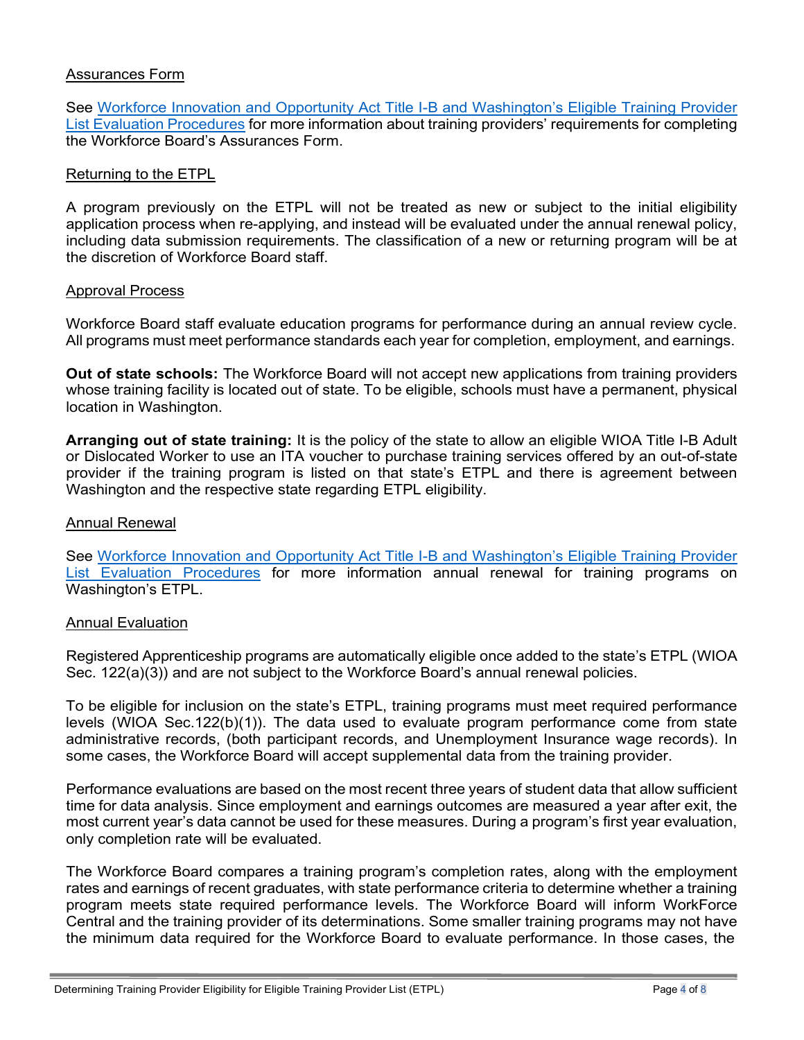## Assurances Form

See [Workforce Innovation and Opportunity Act Title I-B and Washington's Eligible Training Provider List Evaluation Procedures]() for more information about training providers' requirements for completing the Workforce Board's Assurances Form.

## Returning to the ETPL

A program previously on the ETPL will not be treated as new or subject to the initial eligibility application process when re-applying, and instead will be evaluated under the annual renewal policy, including data submission requirements. The classification of a new or returning program will be at the discretion of Workforce Board staff.

## Approval Process

Workforce Board staff evaluate education programs for performance during an annual review cycle. All programs must meet performance standards each year for completion, employment, and earnings.

**Out of state schools:** The Workforce Board will not accept new applications from training providers whose training facility is located out of state. To be eligible, schools must have a permanent, physical location in Washington.

**Arranging out of state training:** It is the policy of the state to allow an eligible WIOA Title I-B Adult or Dislocated Worker to use an ITA voucher to purchase training services offered by an out-of-state provider if the training program is listed on that state's ETPL and there is agreement between Washington and the respective state regarding ETPL eligibility.

## Annual Renewal

See [Workforce Innovation and Opportunity Act Title I-B and Washington's Eligible Training Provider List Evaluation Procedures]() for more information annual renewal for training programs on Washington's ETPL.

## Annual Evaluation

Registered Apprenticeship programs are automatically eligible once added to the state's ETPL (WIOA Sec. 122(a)(3)) and are not subject to the Workforce Board's annual renewal policies.

To be eligible for inclusion on the state's ETPL, training programs must meet required performance levels (WIOA Sec.122(b)(1)). The data used to evaluate program performance come from state administrative records, (both participant records, and Unemployment Insurance wage records). In some cases, the Workforce Board will accept supplemental data from the training provider.

Performance evaluations are based on the most recent three years of student data that allow sufficient time for data analysis. Since employment and earnings outcomes are measured a year after exit, the most current year's data cannot be used for these measures. During a program's first year evaluation, only completion rate will be evaluated.

The Workforce Board compares a training program's completion rates, along with the employment rates and earnings of recent graduates, with state performance criteria to determine whether a training program meets state required performance levels. The Workforce Board will inform WorkForce Central and the training provider of its determinations. Some smaller training programs may not have the minimum data required for the Workforce Board to evaluate performance. In those cases, the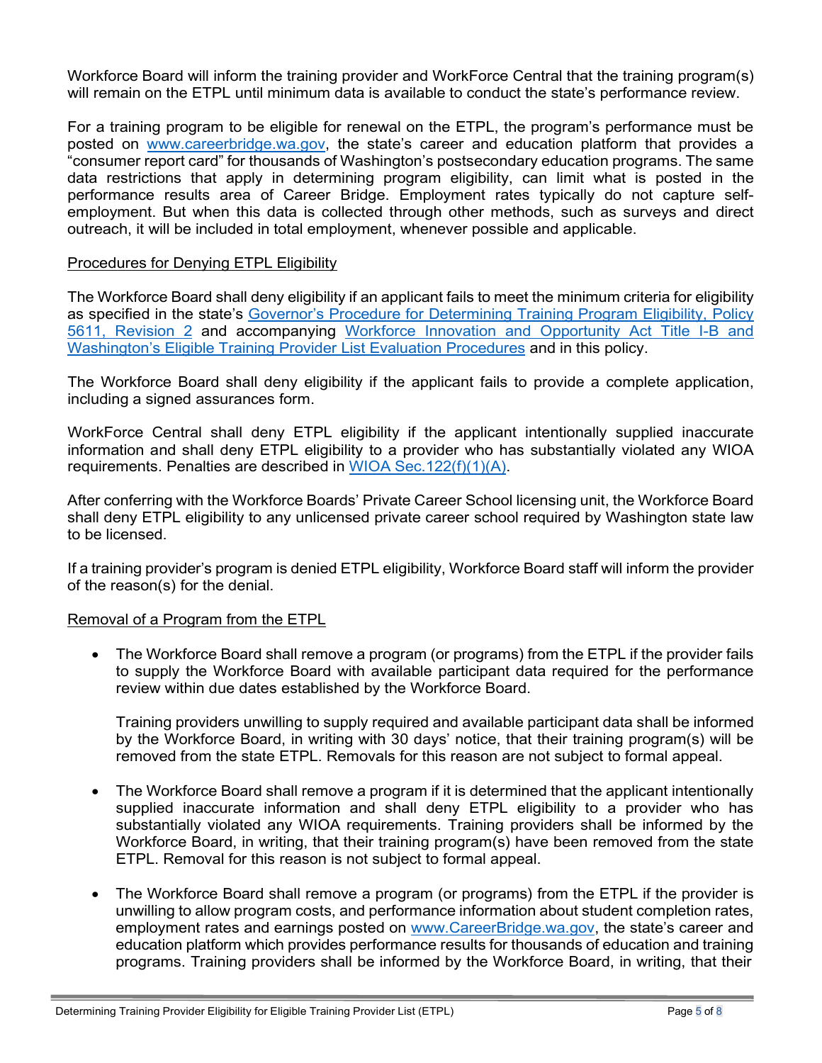Workforce Board will inform the training provider and WorkForce Central that the training program(s) will remain on the ETPL until minimum data is available to conduct the state's performance review.

For a training program to be eligible for renewal on the ETPL, the program's performance must be posted on [www.careerbridge.wa.gov](http://www.careerbridge.wa.gov), the state's career and education platform that provides a "consumer report card" for thousands of Washington's postsecondary education programs. The same data restrictions that apply in determining program eligibility, can limit what is posted in the performance results area of Career Bridge. Employment rates typically do not capture self-employment. But when this data is collected through other methods, such as surveys and direct outreach, it will be included in total employment, whenever possible and applicable.

Procedures for Denying ETPL Eligibility

The Workforce Board shall deny eligibility if an applicant fails to meet the minimum criteria for eligibility as specified in the state's Governor's Procedure for Determining Training Program Eligibility, Policy 5611, Revision 2 and accompanying Workforce Innovation and Opportunity Act Title I-B and Washington's Eligible Training Provider List Evaluation Procedures and in this policy.

The Workforce Board shall deny eligibility if the applicant fails to provide a complete application, including a signed assurances form.

WorkForce Central shall deny ETPL eligibility if the applicant intentionally supplied inaccurate information and shall deny ETPL eligibility to a provider who has substantially violated any WIOA requirements. Penalties are described in WIOA Sec.122(f)(1)(A).

After conferring with the Workforce Boards' Private Career School licensing unit, the Workforce Board shall deny ETPL eligibility to any unlicensed private career school required by Washington state law to be licensed.

If a training provider's program is denied ETPL eligibility, Workforce Board staff will inform the provider of the reason(s) for the denial.

Removal of a Program from the ETPL

- The Workforce Board shall remove a program (or programs) from the ETPL if the provider fails to supply the Workforce Board with available participant data required for the performance review within due dates established by the Workforce Board.

  Training providers unwilling to supply required and available participant data shall be informed by the Workforce Board, in writing with 30 days' notice, that their training program(s) will be removed from the state ETPL. Removals for this reason are not subject to formal appeal.

- The Workforce Board shall remove a program if it is determined that the applicant intentionally supplied inaccurate information and shall deny ETPL eligibility to a provider who has substantially violated any WIOA requirements. Training providers shall be informed by the Workforce Board, in writing, that their training program(s) have been removed from the state ETPL. Removal for this reason is not subject to formal appeal.

- The Workforce Board shall remove a program (or programs) from the ETPL if the provider is unwilling to allow program costs, and performance information about student completion rates, employment rates and earnings posted on [www.CareerBridge.wa.gov](http://www.CareerBridge.wa.gov), the state's career and education platform which provides performance results for thousands of education and training programs. Training providers shall be informed by the Workforce Board, in writing, that their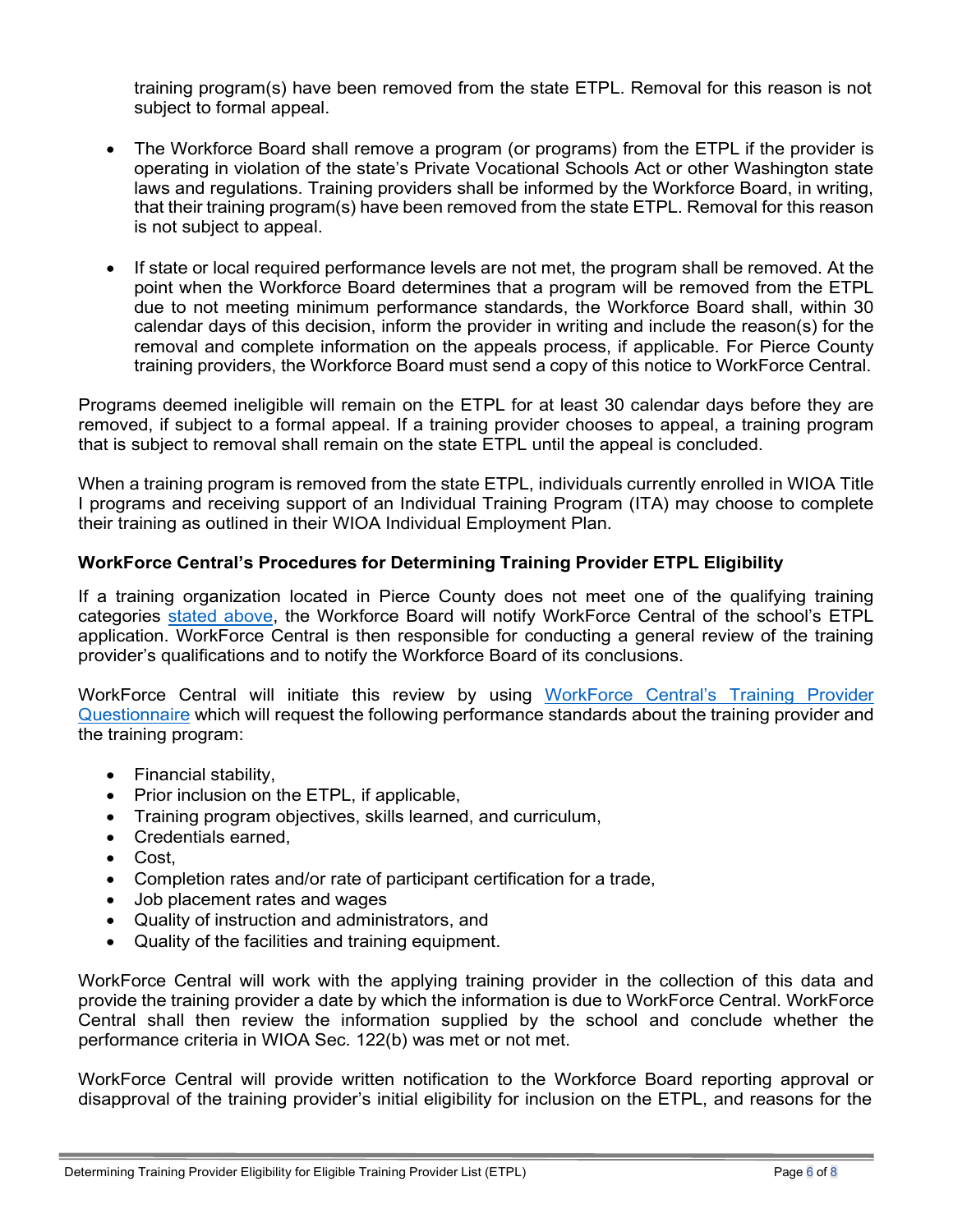training program(s) have been removed from the state ETPL. Removal for this reason is not subject to formal appeal.

- The Workforce Board shall remove a program (or programs) from the ETPL if the provider is operating in violation of the state's Private Vocational Schools Act or other Washington state laws and regulations. Training providers shall be informed by the Workforce Board, in writing, that their training program(s) have been removed from the state ETPL. Removal for this reason is not subject to appeal.

- If state or local required performance levels are not met, the program shall be removed. At the point when the Workforce Board determines that a program will be removed from the ETPL due to not meeting minimum performance standards, the Workforce Board shall, within 30 calendar days of this decision, inform the provider in writing and include the reason(s) for the removal and complete information on the appeals process, if applicable. For Pierce County training providers, the Workforce Board must send a copy of this notice to WorkForce Central.

Programs deemed ineligible will remain on the ETPL for at least 30 calendar days before they are removed, if subject to a formal appeal. If a training provider chooses to appeal, a training program that is subject to removal shall remain on the state ETPL until the appeal is concluded.

When a training program is removed from the state ETPL, individuals currently enrolled in WIOA Title I programs and receiving support of an Individual Training Program (ITA) may choose to complete their training as outlined in their WIOA Individual Employment Plan.

**WorkForce Central's Procedures for Determining Training Provider ETPL Eligibility**

If a training organization located in Pierce County does not meet one of the qualifying training categories stated above, the Workforce Board will notify WorkForce Central of the school's ETPL application. WorkForce Central is then responsible for conducting a general review of the training provider's qualifications and to notify the Workforce Board of its conclusions.

WorkForce Central will initiate this review by using WorkForce Central's Training Provider Questionnaire which will request the following performance standards about the training provider and the training program:

- Financial stability,
- Prior inclusion on the ETPL, if applicable,
- Training program objectives, skills learned, and curriculum,
- Credentials earned,
- Cost,
- Completion rates and/or rate of participant certification for a trade,
- Job placement rates and wages
- Quality of instruction and administrators, and
- Quality of the facilities and training equipment.

WorkForce Central will work with the applying training provider in the collection of this data and provide the training provider a date by which the information is due to WorkForce Central. WorkForce Central shall then review the information supplied by the school and conclude whether the performance criteria in WIOA Sec. 122(b) was met or not met.

WorkForce Central will provide written notification to the Workforce Board reporting approval or disapproval of the training provider's initial eligibility for inclusion on the ETPL, and reasons for the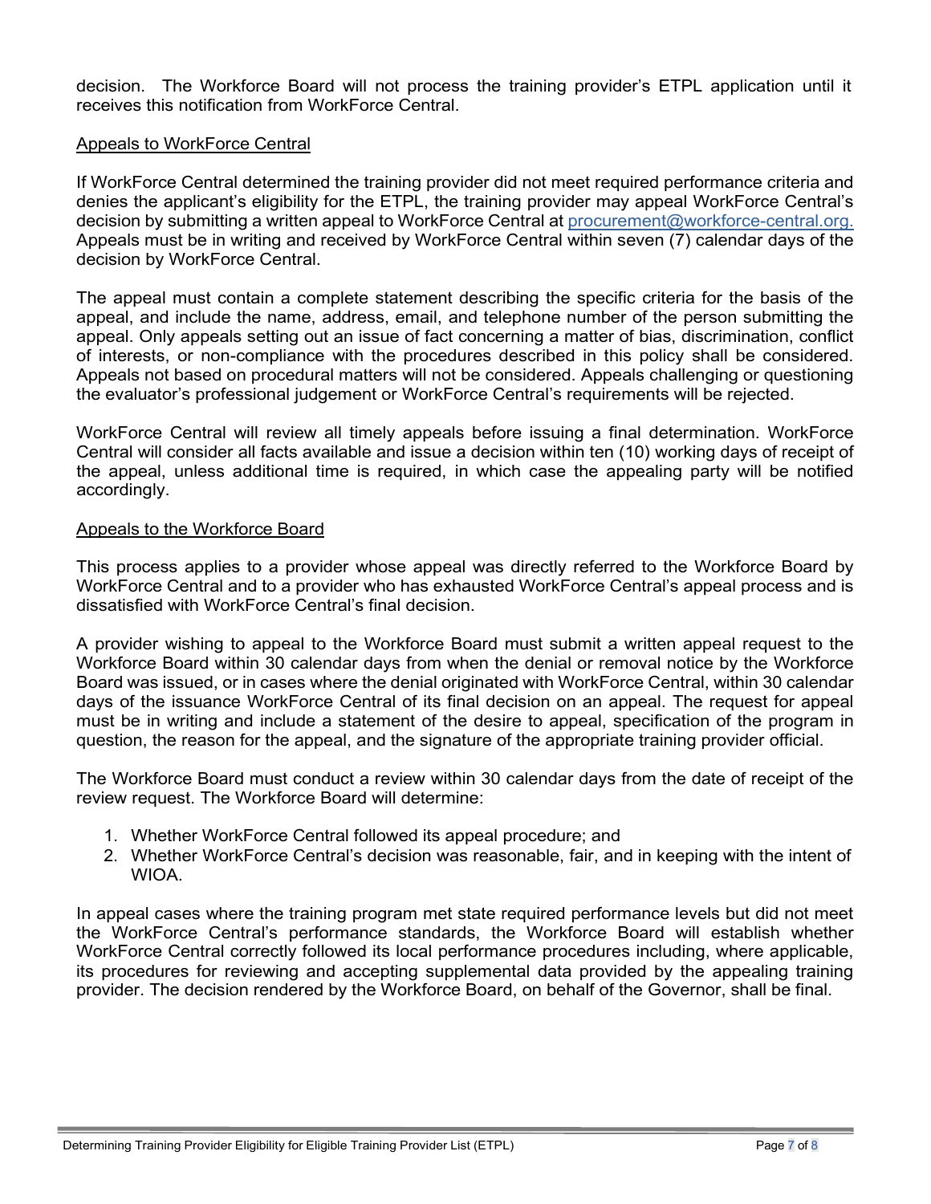decision. The Workforce Board will not process the training provider's ETPL application until it receives this notification from WorkForce Central.

## Appeals to WorkForce Central

If WorkForce Central determined the training provider did not meet required performance criteria and denies the applicant's eligibility for the ETPL, the training provider may appeal WorkForce Central's decision by submitting a written appeal to WorkForce Central at procurement@workforce-central.org. Appeals must be in writing and received by WorkForce Central within seven (7) calendar days of the decision by WorkForce Central.

The appeal must contain a complete statement describing the specific criteria for the basis of the appeal, and include the name, address, email, and telephone number of the person submitting the appeal. Only appeals setting out an issue of fact concerning a matter of bias, discrimination, conflict of interests, or non-compliance with the procedures described in this policy shall be considered. Appeals not based on procedural matters will not be considered. Appeals challenging or questioning the evaluator's professional judgement or WorkForce Central's requirements will be rejected.

WorkForce Central will review all timely appeals before issuing a final determination. WorkForce Central will consider all facts available and issue a decision within ten (10) working days of receipt of the appeal, unless additional time is required, in which case the appealing party will be notified accordingly.

## Appeals to the Workforce Board

This process applies to a provider whose appeal was directly referred to the Workforce Board by WorkForce Central and to a provider who has exhausted WorkForce Central's appeal process and is dissatisfied with WorkForce Central's final decision.

A provider wishing to appeal to the Workforce Board must submit a written appeal request to the Workforce Board within 30 calendar days from when the denial or removal notice by the Workforce Board was issued, or in cases where the denial originated with WorkForce Central, within 30 calendar days of the issuance WorkForce Central of its final decision on an appeal. The request for appeal must be in writing and include a statement of the desire to appeal, specification of the program in question, the reason for the appeal, and the signature of the appropriate training provider official.

The Workforce Board must conduct a review within 30 calendar days from the date of receipt of the review request. The Workforce Board will determine:

1. Whether WorkForce Central followed its appeal procedure; and
2. Whether WorkForce Central's decision was reasonable, fair, and in keeping with the intent of WIOA.

In appeal cases where the training program met state required performance levels but did not meet the WorkForce Central's performance standards, the Workforce Board will establish whether WorkForce Central correctly followed its local performance procedures including, where applicable, its procedures for reviewing and accepting supplemental data provided by the appealing training provider. The decision rendered by the Workforce Board, on behalf of the Governor, shall be final.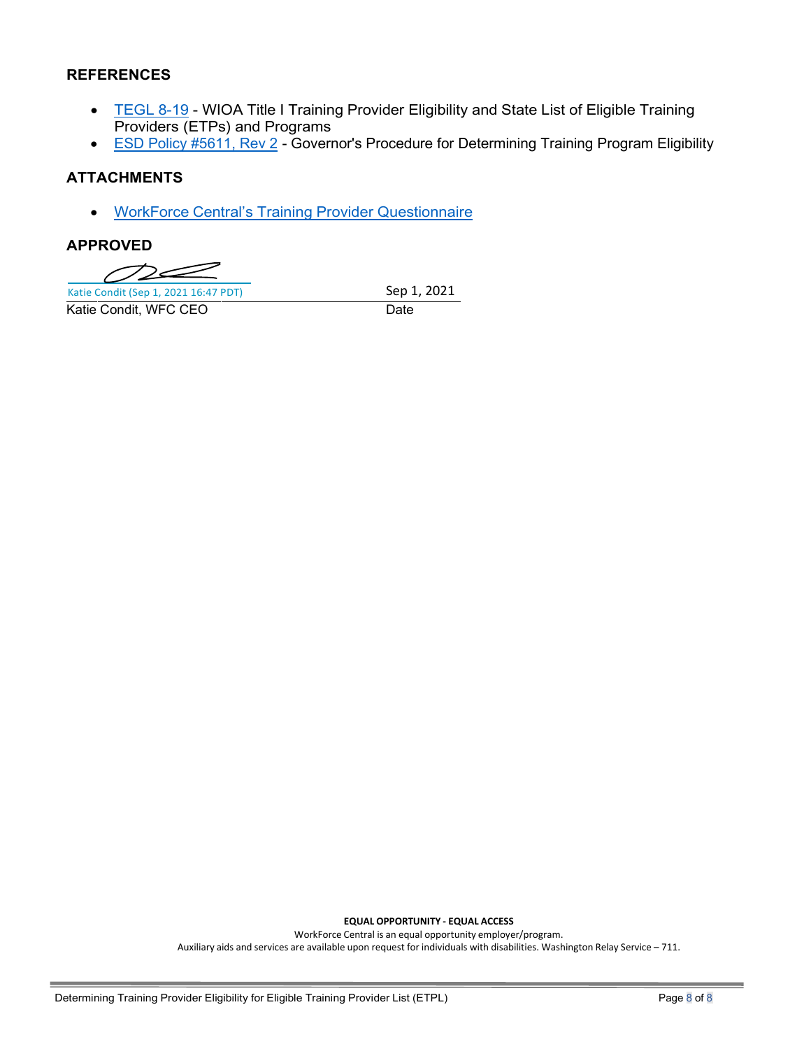## REFERENCES

- TEGL 8-19 - WIOA Title I Training Provider Eligibility and State List of Eligible Training Providers (ETPs) and Programs
- ESD Policy #5611, Rev 2 - Governor's Procedure for Determining Training Program Eligibility

## ATTACHMENTS

- WorkForce Central's Training Provider Questionnaire

## APPROVED

Katie Condit (Sep 1, 2021 16:47 PDT)

Katie Condit, WFC CEO

Sep 1, 2021

Date

**EQUAL OPPORTUNITY - EQUAL ACCESS**

WorkForce Central is an equal opportunity employer/program.

Auxiliary aids and services are available upon request for individuals with disabilities. Washington Relay Service – 711.